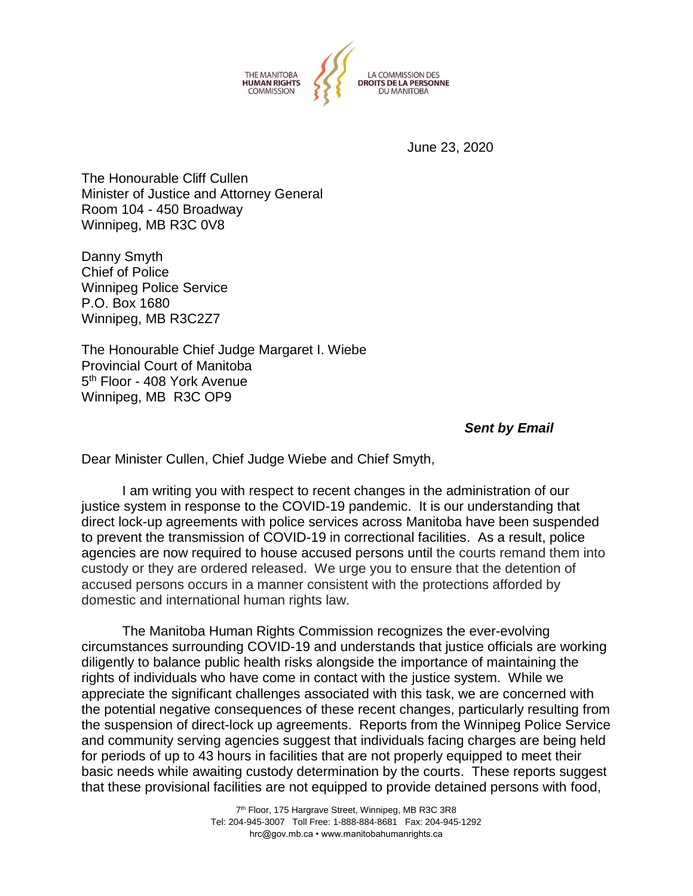THE MANITOBA **HUMAN RIGHTS** COMMISSION

LA COMMISSION DES **DROITS DE LA PERSONNE** DU MANITOBA

June 23, 2020

The Honourable Cliff Cullen
Minister of Justice and Attorney General
Room 104 - 450 Broadway
Winnipeg, MB R3C 0V8

Danny Smyth
Chief of Police
Winnipeg Police Service
P.O. Box 1680
Winnipeg, MB R3C2Z7

The Honourable Chief Judge Margaret I. Wiebe
Provincial Court of Manitoba
5th Floor - 408 York Avenue
Winnipeg, MB R3C OP9

***Sent by Email***

Dear Minister Cullen, Chief Judge Wiebe and Chief Smyth,

I am writing you with respect to recent changes in the administration of our justice system in response to the COVID-19 pandemic. It is our understanding that direct lock-up agreements with police services across Manitoba have been suspended to prevent the transmission of COVID-19 in correctional facilities. As a result, police agencies are now required to house accused persons until the courts remand them into custody or they are ordered released. We urge you to ensure that the detention of accused persons occurs in a manner consistent with the protections afforded by domestic and international human rights law.

The Manitoba Human Rights Commission recognizes the ever-evolving circumstances surrounding COVID-19 and understands that justice officials are working diligently to balance public health risks alongside the importance of maintaining the rights of individuals who have come in contact with the justice system. While we appreciate the significant challenges associated with this task, we are concerned with the potential negative consequences of these recent changes, particularly resulting from the suspension of direct-lock up agreements. Reports from the Winnipeg Police Service and community serving agencies suggest that individuals facing charges are being held for periods of up to 43 hours in facilities that are not properly equipped to meet their basic needs while awaiting custody determination by the courts. These reports suggest that these provisional facilities are not equipped to provide detained persons with food,

7th Floor, 175 Hargrave Street, Winnipeg, MB R3C 3R8
Tel: 204-945-3007 Toll Free: 1-888-884-8681 Fax: 204-945-1292
hrc@gov.mb.ca • www.manitobahumanrights.ca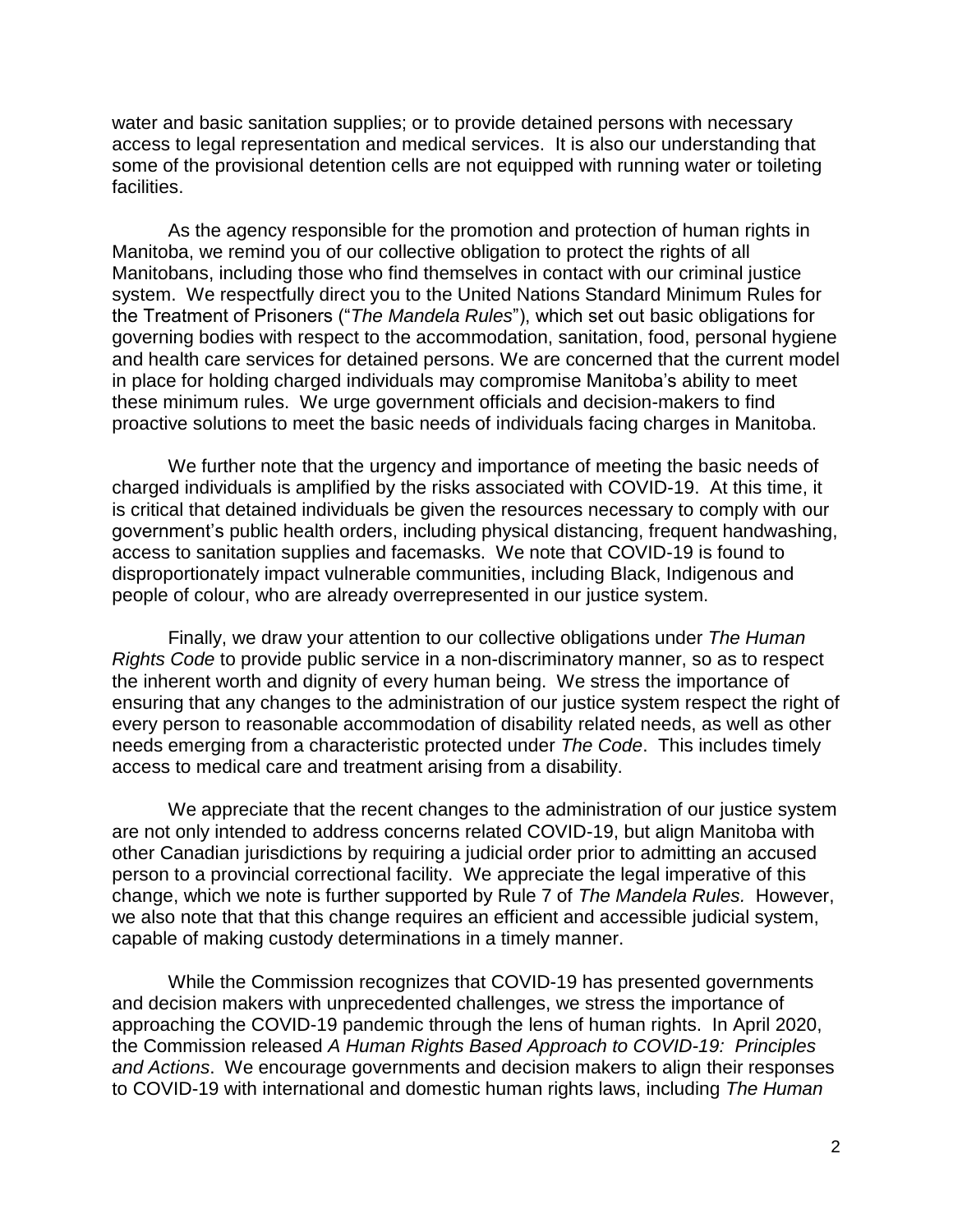water and basic sanitation supplies; or to provide detained persons with necessary access to legal representation and medical services. It is also our understanding that some of the provisional detention cells are not equipped with running water or toileting facilities.

As the agency responsible for the promotion and protection of human rights in Manitoba, we remind you of our collective obligation to protect the rights of all Manitobans, including those who find themselves in contact with our criminal justice system. We respectfully direct you to the United Nations Standard Minimum Rules for the Treatment of Prisoners ("*The Mandela Rules*"), which set out basic obligations for governing bodies with respect to the accommodation, sanitation, food, personal hygiene and health care services for detained persons. We are concerned that the current model in place for holding charged individuals may compromise Manitoba's ability to meet these minimum rules. We urge government officials and decision-makers to find proactive solutions to meet the basic needs of individuals facing charges in Manitoba.

We further note that the urgency and importance of meeting the basic needs of charged individuals is amplified by the risks associated with COVID-19. At this time, it is critical that detained individuals be given the resources necessary to comply with our government's public health orders, including physical distancing, frequent handwashing, access to sanitation supplies and facemasks. We note that COVID-19 is found to disproportionately impact vulnerable communities, including Black, Indigenous and people of colour, who are already overrepresented in our justice system.

Finally, we draw your attention to our collective obligations under *The Human Rights Code* to provide public service in a non-discriminatory manner, so as to respect the inherent worth and dignity of every human being. We stress the importance of ensuring that any changes to the administration of our justice system respect the right of every person to reasonable accommodation of disability related needs, as well as other needs emerging from a characteristic protected under *The Code*. This includes timely access to medical care and treatment arising from a disability.

We appreciate that the recent changes to the administration of our justice system are not only intended to address concerns related COVID-19, but align Manitoba with other Canadian jurisdictions by requiring a judicial order prior to admitting an accused person to a provincial correctional facility. We appreciate the legal imperative of this change, which we note is further supported by Rule 7 of *The Mandela Rules.* However, we also note that that this change requires an efficient and accessible judicial system, capable of making custody determinations in a timely manner.

While the Commission recognizes that COVID-19 has presented governments and decision makers with unprecedented challenges, we stress the importance of approaching the COVID-19 pandemic through the lens of human rights. In April 2020, the Commission released *A Human Rights Based Approach to COVID-19: Principles and Actions*. We encourage governments and decision makers to align their responses to COVID-19 with international and domestic human rights laws, including *The Human*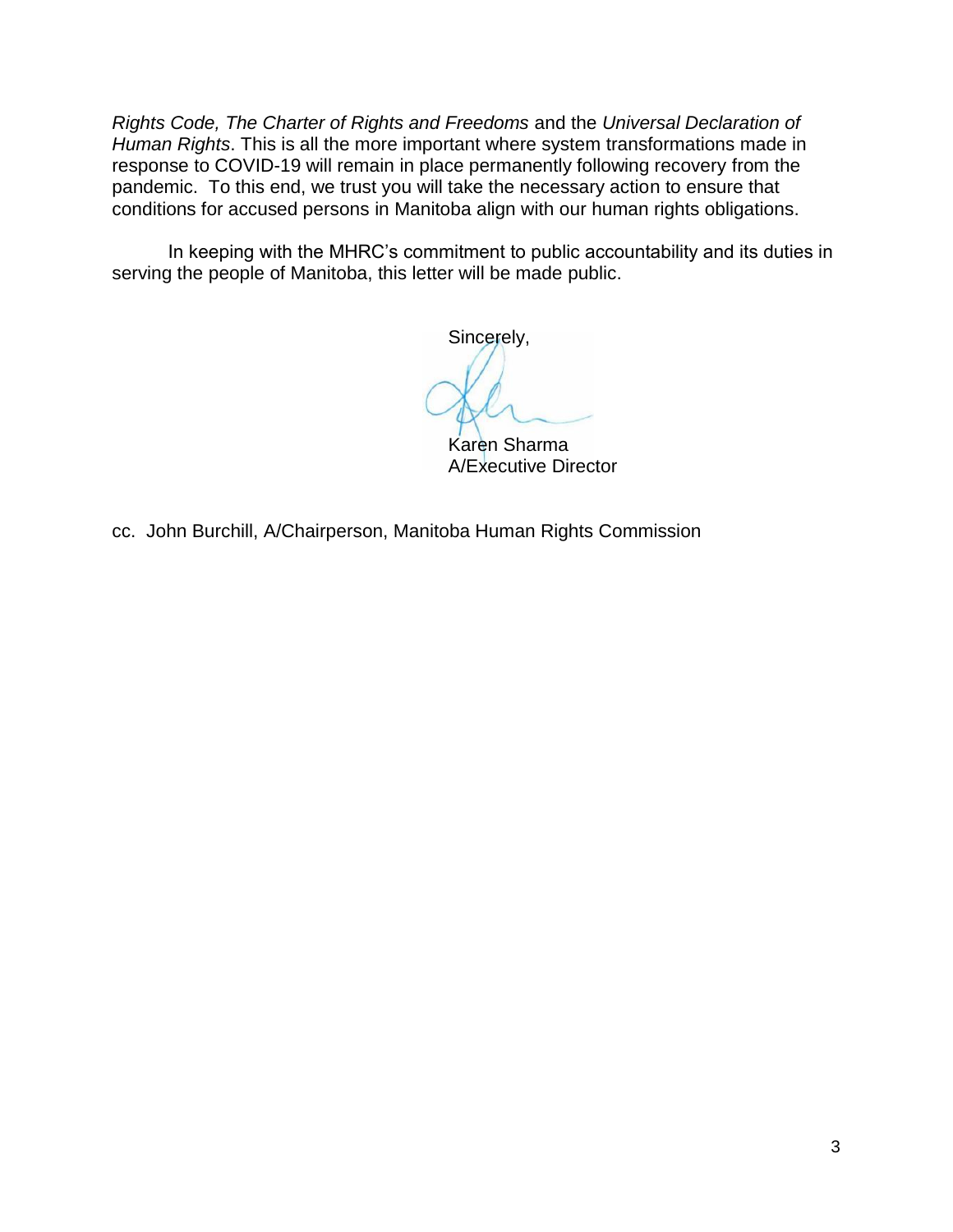*Rights Code, The Charter of Rights and Freedoms* and the *Universal Declaration of Human Rights*. This is all the more important where system transformations made in response to COVID-19 will remain in place permanently following recovery from the pandemic. To this end, we trust you will take the necessary action to ensure that conditions for accused persons in Manitoba align with our human rights obligations.

In keeping with the MHRC's commitment to public accountability and its duties in serving the people of Manitoba, this letter will be made public.

Sincerely,

Karen Sharma
A/Executive Director

cc. John Burchill, A/Chairperson, Manitoba Human Rights Commission